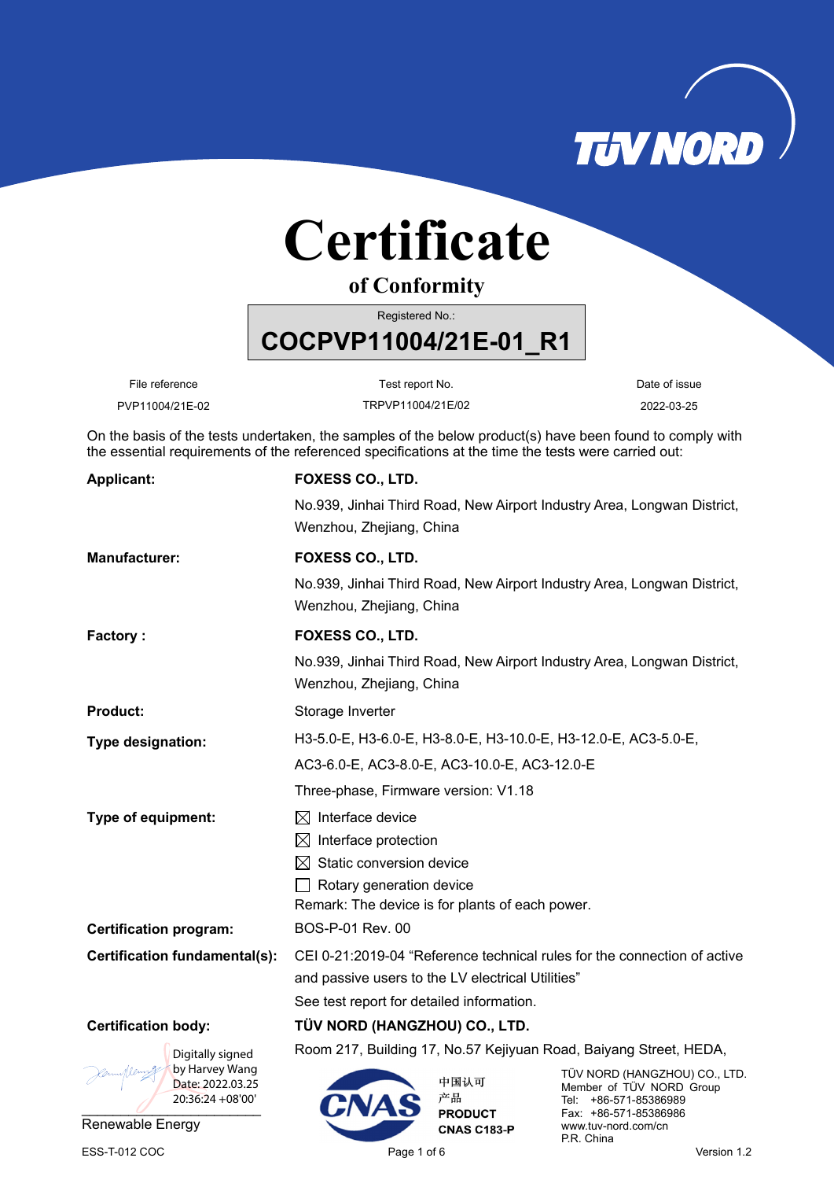TÜV NORD

# Certificate

## of Conformity

Registered No.:

**COCPVP11004/21E-01_R1**

| File reference | Test report No. | Date of issue |
| --- | --- | --- |
| PVP11004/21E-02 | TRPVP11004/21E/02 | 2022-03-25 |

On the basis of the tests undertaken, the samples of the below product(s) have been found to comply with the essential requirements of the referenced specifications at the time the tests were carried out:

**Applicant:** **FOXESS CO., LTD.**
No.939, Jinhai Third Road, New Airport Industry Area, Longwan District, Wenzhou, Zhejiang, China

**Manufacturer:** **FOXESS CO., LTD.**
No.939, Jinhai Third Road, New Airport Industry Area, Longwan District, Wenzhou, Zhejiang, China

**Factory :** **FOXESS CO., LTD.**
No.939, Jinhai Third Road, New Airport Industry Area, Longwan District, Wenzhou, Zhejiang, China

**Product:** Storage Inverter

**Type designation:** H3-5.0-E, H3-6.0-E, H3-8.0-E, H3-10.0-E, H3-12.0-E, AC3-5.0-E, AC3-6.0-E, AC3-8.0-E, AC3-10.0-E, AC3-12.0-E
Three-phase, Firmware version: V1.18

**Type of equipment:**
- ☒ Interface device
- ☒ Interface protection
- ☒ Static conversion device
- ☐ Rotary generation device

Remark: The device is for plants of each power.

**Certification program:** BOS-P-01 Rev. 00

**Certification fundamental(s):** CEI 0-21:2019-04 “Reference technical rules for the connection of active and passive users to the LV electrical Utilities”
See test report for detailed information.

**Certification body:** **TÜV NORD (HANGZHOU) CO., LTD.**
Room 217, Building 17, No.57 Kejiyuan Road, Baiyang Street, HEDA,

Digitally signed by Harvey Wang
Date: 2022.03.25 20:36:24 +08'00'

Renewable Energy

CNAS 中国认可 产品 PRODUCT CNAS C183-P

TÜV NORD (HANGZHOU) CO., LTD.
Member of TÜV NORD Group
Tel: +86-571-85386989
Fax: +86-571-85386986
www.tuv-nord.com/cn
P.R. China

ESS-T-012 COC Version 1.2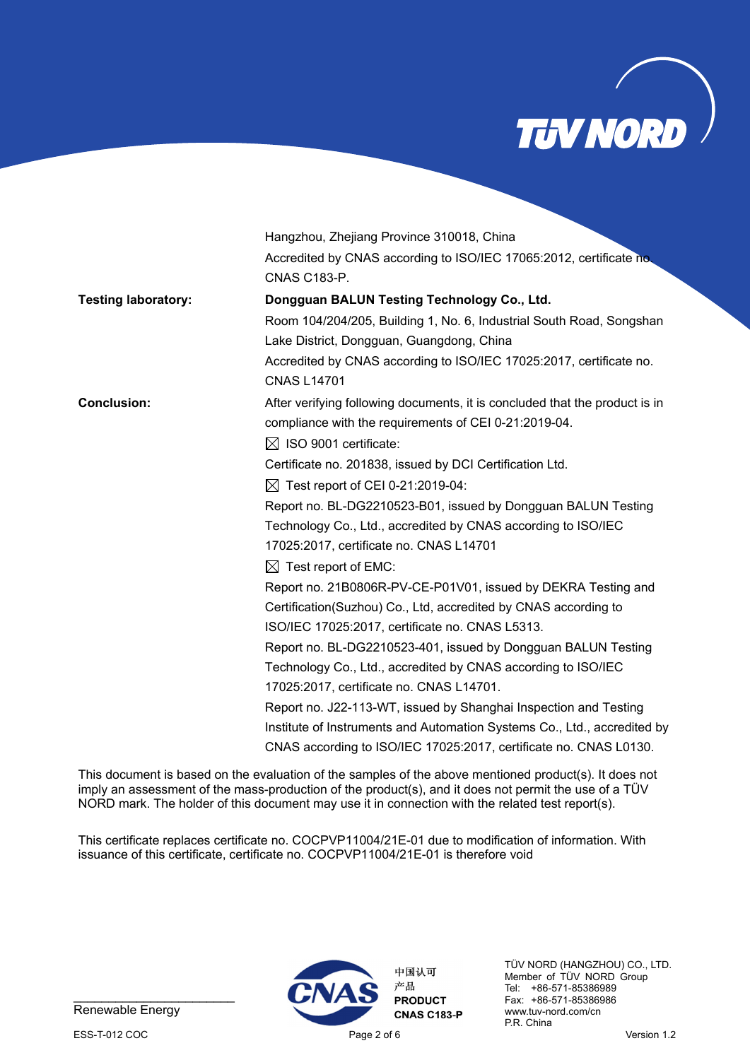| | |
|---|---|
| | Hangzhou, Zhejiang Province 310018, China |
| | Accredited by CNAS according to ISO/IEC 17065:2012, certificate no. CNAS C183-P. |
| **Testing laboratory:** | **Dongguan BALUN Testing Technology Co., Ltd.** |
| | Room 104/204/205, Building 1, No. 6, Industrial South Road, Songshan Lake District, Dongguan, Guangdong, China |
| | Accredited by CNAS according to ISO/IEC 17025:2017, certificate no. CNAS L14701 |
| **Conclusion:** | After verifying following documents, it is concluded that the product is in compliance with the requirements of CEI 0-21:2019-04. |
| | ☒ ISO 9001 certificate: |
| | Certificate no. 201838, issued by DCI Certification Ltd. |
| | ☒ Test report of CEI 0-21:2019-04: |
| | Report no. BL-DG2210523-B01, issued by Dongguan BALUN Testing Technology Co., Ltd., accredited by CNAS according to ISO/IEC 17025:2017, certificate no. CNAS L14701 |
| | ☒ Test report of EMC: |
| | Report no. 21B0806R-PV-CE-P01V01, issued by DEKRA Testing and Certification(Suzhou) Co., Ltd, accredited by CNAS according to ISO/IEC 17025:2017, certificate no. CNAS L5313. |
| | Report no. BL-DG2210523-401, issued by Dongguan BALUN Testing Technology Co., Ltd., accredited by CNAS according to ISO/IEC 17025:2017, certificate no. CNAS L14701. |
| | Report no. J22-113-WT, issued by Shanghai Inspection and Testing Institute of Instruments and Automation Systems Co., Ltd., accredited by CNAS according to ISO/IEC 17025:2017, certificate no. CNAS L0130. |

This document is based on the evaluation of the samples of the above mentioned product(s). It does not imply an assessment of the mass-production of the product(s), and it does not permit the use of a TÜV NORD mark. The holder of this document may use it in connection with the related test report(s).

This certificate replaces certificate no. COCPVP11004/21E-01 due to modification of information. With issuance of this certificate, certificate no. COCPVP11004/21E-01 is therefore void

Renewable Energy

中国认可
产品
PRODUCT
CNAS C183-P

TÜV NORD (HANGZHOU) CO., LTD.
Member of TÜV NORD Group
Tel: +86-571-85386989
Fax: +86-571-85386986
www.tuv-nord.com/cn
P.R. China

ESS-T-012 COC

Version 1.2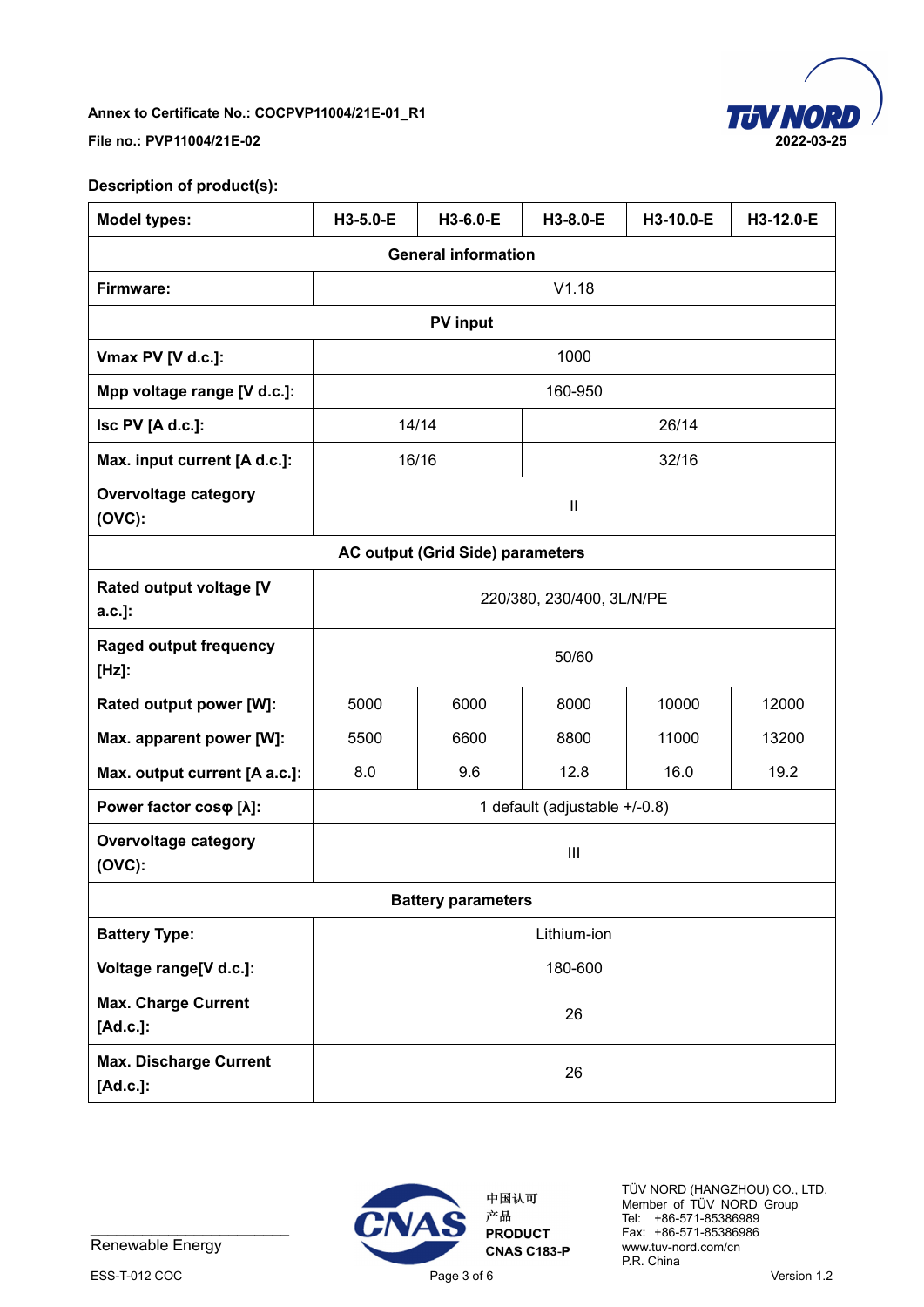Annex to Certificate No.: COCPVP11004/21E-01_R1

File no.: PVP11004/21E-02

2022-03-25

**Description of product(s):**

| Model types: | H3-5.0-E | H3-6.0-E | H3-8.0-E | H3-10.0-E | H3-12.0-E |
|---|---|---|---|---|---|
| **General information** | | | | | |
| Firmware: | V1.18 | | | | |
| **PV input** | | | | | |
| Vmax PV [V d.c.]: | 1000 | | | | |
| Mpp voltage range [V d.c.]: | 160-950 | | | | |
| Isc PV [A d.c.]: | 14/14 | | 26/14 | | |
| Max. input current [A d.c.]: | 16/16 | | 32/16 | | |
| Overvoltage category (OVC): | II | | | | |
| **AC output (Grid Side) parameters** | | | | | |
| Rated output voltage [V a.c.]: | 220/380, 230/400, 3L/N/PE | | | | |
| Raged output frequency [Hz]: | 50/60 | | | | |
| Rated output power [W]: | 5000 | 6000 | 8000 | 10000 | 12000 |
| Max. apparent power [W]: | 5500 | 6600 | 8800 | 11000 | 13200 |
| Max. output current [A a.c.]: | 8.0 | 9.6 | 12.8 | 16.0 | 19.2 |
| Power factor cosφ [λ]: | 1 default (adjustable +/-0.8) | | | | |
| Overvoltage category (OVC): | III | | | | |
| **Battery parameters** | | | | | |
| Battery Type: | Lithium-ion | | | | |
| Voltage range[V d.c.]: | 180-600 | | | | |
| Max. Charge Current [Ad.c.]: | 26 | | | | |
| Max. Discharge Current [Ad.c.]: | 26 | | | | |

Renewable Energy

中国认可
产品
PRODUCT
CNAS C183-P

TÜV NORD (HANGZHOU) CO., LTD.
Member of TÜV NORD Group
Tel: +86-571-85386989
Fax: +86-571-85386986
www.tuv-nord.com/cn
P.R. China

ESS-T-012 COC

Version 1.2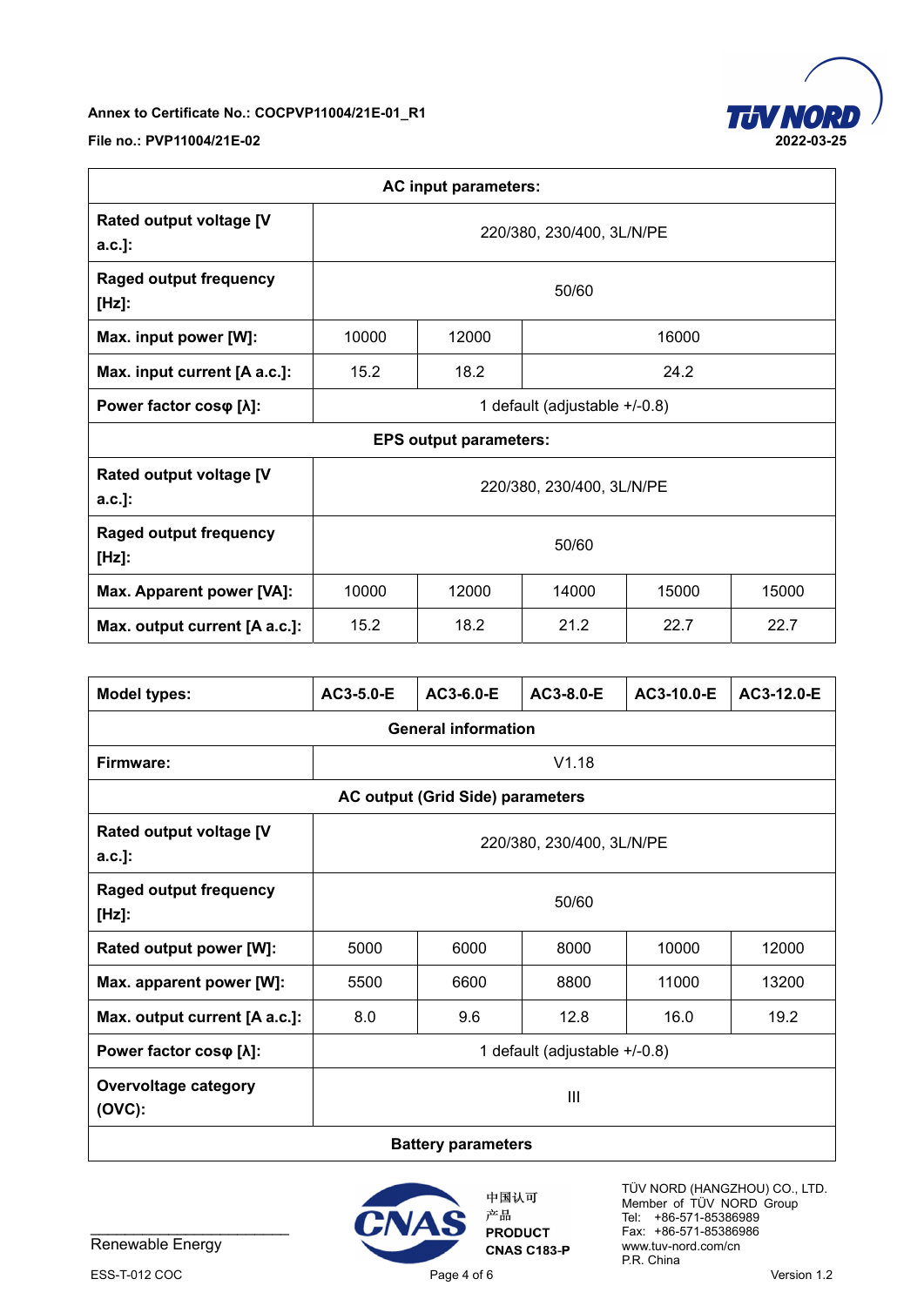Annex to Certificate No.: COCPVP11004/21E-01_R1

File no.: PVP11004/21E-02

2022-03-25

| AC input parameters: | | | | | |
|---|---|---|---|---|---|
| **Rated output voltage [V a.c.]:** | 220/380, 230/400, 3L/N/PE | | | | |
| **Raged output frequency [Hz]:** | 50/60 | | | | |
| **Max. input power [W]:** | 10000 | 12000 | 16000 | | |
| **Max. input current [A a.c.]:** | 15.2 | 18.2 | 24.2 | | |
| **Power factor cosφ [λ]:** | 1 default (adjustable +/-0.8) | | | | |
| **EPS output parameters:** | | | | | |
| **Rated output voltage [V a.c.]:** | 220/380, 230/400, 3L/N/PE | | | | |
| **Raged output frequency [Hz]:** | 50/60 | | | | |
| **Max. Apparent power [VA]:** | 10000 | 12000 | 14000 | 15000 | 15000 |
| **Max. output current [A a.c.]:** | 15.2 | 18.2 | 21.2 | 22.7 | 22.7 |

| Model types: | AC3-5.0-E | AC3-6.0-E | AC3-8.0-E | AC3-10.0-E | AC3-12.0-E |
|---|---|---|---|---|---|
| **General information** | | | | | |
| **Firmware:** | V1.18 | | | | |
| **AC output (Grid Side) parameters** | | | | | |
| **Rated output voltage [V a.c.]:** | 220/380, 230/400, 3L/N/PE | | | | |
| **Raged output frequency [Hz]:** | 50/60 | | | | |
| **Rated output power [W]:** | 5000 | 6000 | 8000 | 10000 | 12000 |
| **Max. apparent power [W]:** | 5500 | 6600 | 8800 | 11000 | 13200 |
| **Max. output current [A a.c.]:** | 8.0 | 9.6 | 12.8 | 16.0 | 19.2 |
| **Power factor cosφ [λ]:** | 1 default (adjustable +/-0.8) | | | | |
| **Overvoltage category (OVC):** | III | | | | |
| **Battery parameters** | | | | | |

Renewable Energy

中国认可
产品
PRODUCT
CNAS C183-P

TÜV NORD (HANGZHOU) CO., LTD.
Member of TÜV NORD Group
Tel: +86-571-85386989
Fax: +86-571-85386986
www.tuv-nord.com/cn
P.R. China

ESS-T-012 COC

Version 1.2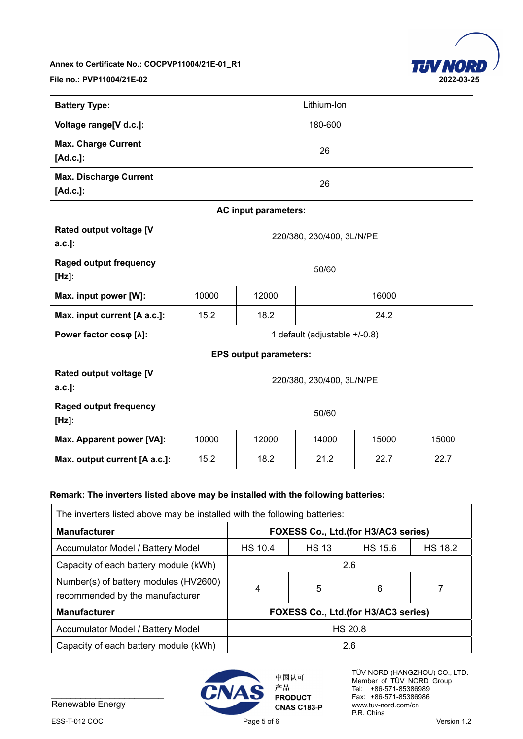Annex to Certificate No.: COCPVP11004/21E-01_R1

File no.: PVP11004/21E-02

2022-03-25

| Battery Type: | Lithium-Ion | | | | |
|---|---|---|---|---|---|
| Voltage range[V d.c.]: | 180-600 | | | | |
| Max. Charge Current [Ad.c.]: | 26 | | | | |
| Max. Discharge Current [Ad.c.]: | 26 | | | | |
| **AC input parameters:** | | | | | |
| Rated output voltage [V a.c.]: | 220/380, 230/400, 3L/N/PE | | | | |
| Raged output frequency [Hz]: | 50/60 | | | | |
| Max. input power [W]: | 10000 | 12000 | 16000 | | |
| Max. input current [A a.c.]: | 15.2 | 18.2 | 24.2 | | |
| Power factor cosφ [λ]: | 1 default (adjustable +/-0.8) | | | | |
| **EPS output parameters:** | | | | | |
| Rated output voltage [V a.c.]: | 220/380, 230/400, 3L/N/PE | | | | |
| Raged output frequency [Hz]: | 50/60 | | | | |
| Max. Apparent power [VA]: | 10000 | 12000 | 14000 | 15000 | 15000 |
| Max. output current [A a.c.]: | 15.2 | 18.2 | 21.2 | 22.7 | 22.7 |

**Remark: The inverters listed above may be installed with the following batteries:**

| The inverters listed above may be installed with the following batteries: | | | | |
|---|---|---|---|---|
| **Manufacturer** | **FOXESS Co., Ltd.(for H3/AC3 series)** | | | |
| Accumulator Model / Battery Model | HS 10.4 | HS 13 | HS 15.6 | HS 18.2 |
| Capacity of each battery module (kWh) | 2.6 | | | |
| Number(s) of battery modules (HV2600) recommended by the manufacturer | 4 | 5 | 6 | 7 |
| **Manufacturer** | **FOXESS Co., Ltd.(for H3/AC3 series)** | | | |
| Accumulator Model / Battery Model | HS 20.8 | | | |
| Capacity of each battery module (kWh) | 2.6 | | | |

Renewable Energy

中国认可 产品 PRODUCT CNAS C183-P

TÜV NORD (HANGZHOU) CO., LTD.
Member of TÜV NORD Group
Tel: +86-571-85386989
Fax: +86-571-85386986
www.tuv-nord.com/cn
P.R. China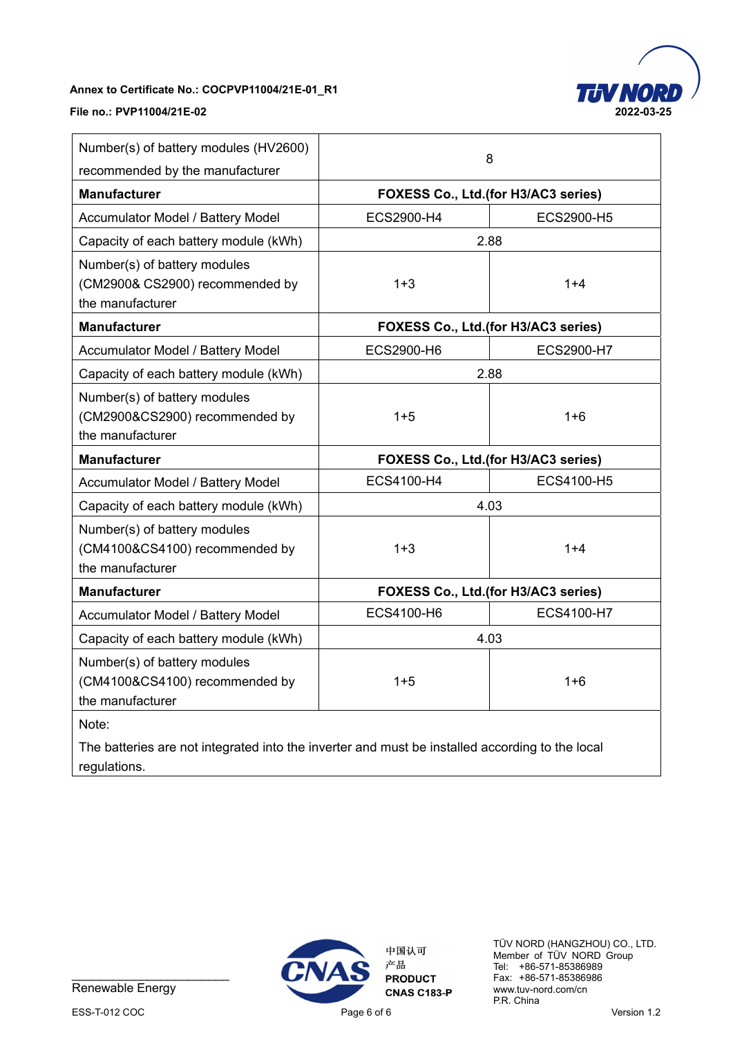**Annex to Certificate No.: COCPVP11004/21E-01_R1**

**File no.: PVP11004/21E-02**

2022-03-25

| | | |
|---|---|---|
| Number(s) of battery modules (HV2600) recommended by the manufacturer | 8 | |
| **Manufacturer** | **FOXESS Co., Ltd.(for H3/AC3 series)** | |
| Accumulator Model / Battery Model | ECS2900-H4 | ECS2900-H5 |
| Capacity of each battery module (kWh) | 2.88 | |
| Number(s) of battery modules (CM2900& CS2900) recommended by the manufacturer | 1+3 | 1+4 |
| **Manufacturer** | **FOXESS Co., Ltd.(for H3/AC3 series)** | |
| Accumulator Model / Battery Model | ECS2900-H6 | ECS2900-H7 |
| Capacity of each battery module (kWh) | 2.88 | |
| Number(s) of battery modules (CM2900&CS2900) recommended by the manufacturer | 1+5 | 1+6 |
| **Manufacturer** | **FOXESS Co., Ltd.(for H3/AC3 series)** | |
| Accumulator Model / Battery Model | ECS4100-H4 | ECS4100-H5 |
| Capacity of each battery module (kWh) | 4.03 | |
| Number(s) of battery modules (CM4100&CS4100) recommended by the manufacturer | 1+3 | 1+4 |
| **Manufacturer** | **FOXESS Co., Ltd.(for H3/AC3 series)** | |
| Accumulator Model / Battery Model | ECS4100-H6 | ECS4100-H7 |
| Capacity of each battery module (kWh) | 4.03 | |
| Number(s) of battery modules (CM4100&CS4100) recommended by the manufacturer | 1+5 | 1+6 |

Note:

The batteries are not integrated into the inverter and must be installed according to the local regulations.

Renewable Energy

中国认可
产品
PRODUCT
CNAS C183-P

TÜV NORD (HANGZHOU) CO., LTD.
Member of TÜV NORD Group
Tel: +86-571-85386989
Fax: +86-571-85386986
www.tuv-nord.com/cn
P.R. China

ESS-T-012 COC

Version 1.2